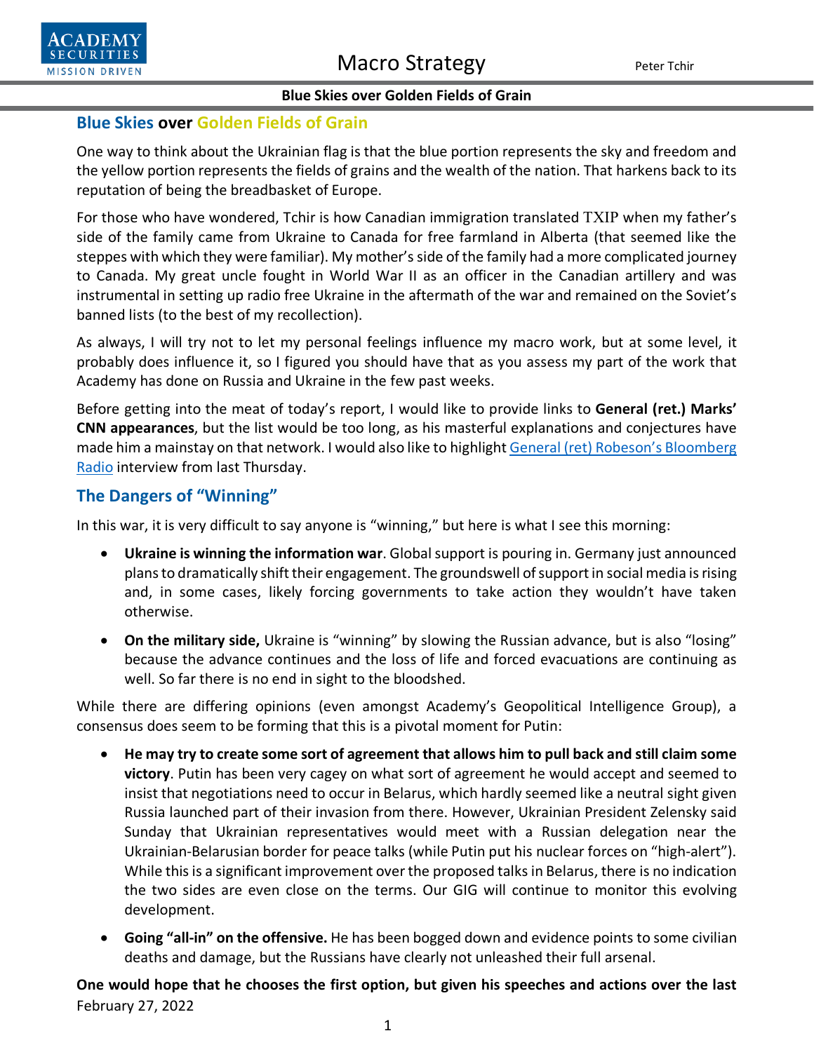## Blue Skies over Golden Fields of Grain

One way to think about the Ukrainian flag is that the blue portion represents the sky and freedom and the yellow portion represents the fields of grains and the wealth of the nation. That harkens back to its reputation of being the breadbasket of Europe.

For those who have wondered, Tchir is how Canadian immigration translated TXIP when my father's side of the family came from Ukraine to Canada for free farmland in Alberta (that seemed like the steppes with which they were familiar). My mother's side of the family had a more complicated journey to Canada. My great uncle fought in World War II as an officer in the Canadian artillery and was instrumental in setting up radio free Ukraine in the aftermath of the war and remained on the Soviet's banned lists (to the best of my recollection).

As always, I will try not to let my personal feelings influence my macro work, but at some level, it probably does influence it, so I figured you should have that as you assess my part of the work that Academy has done on Russia and Ukraine in the few past weeks.

Before getting into the meat of today's report, I would like to provide links to **General (ret.) Marks' CNN appearances**, but the list would be too long, as his masterful explanations and conjectures have made him a mainstay on that network. I would also like to highlight General (ret) Robeson's Bloomberg Radio interview from last Thursday.

## The Dangers of "Winning"

In this war, it is very difficult to say anyone is "winning," but here is what I see this morning:

- **Ukraine is winning the information war**. Global support is pouring in. Germany just announced plans to dramatically shift their engagement. The groundswell of support in social media is rising and, in some cases, likely forcing governments to take action they wouldn't have taken otherwise.
- **On the military side,** Ukraine is "winning" by slowing the Russian advance, but is also "losing" because the advance continues and the loss of life and forced evacuations are continuing as well. So far there is no end in sight to the bloodshed.

While there are differing opinions (even amongst Academy's Geopolitical Intelligence Group), a consensus does seem to be forming that this is a pivotal moment for Putin:

- **He may try to create some sort of agreement that allows him to pull back and still claim some victory**. Putin has been very cagey on what sort of agreement he would accept and seemed to insist that negotiations need to occur in Belarus, which hardly seemed like a neutral sight given Russia launched part of their invasion from there. However, Ukrainian President Zelensky said Sunday that Ukrainian representatives would meet with a Russian delegation near the Ukrainian-Belarusian border for peace talks (while Putin put his nuclear forces on "high-alert"). While this is a significant improvement over the proposed talks in Belarus, there is no indication the two sides are even close on the terms. Our GIG will continue to monitor this evolving development.
- **Going "all-in" on the offensive.** He has been bogged down and evidence points to some civilian deaths and damage, but the Russians have clearly not unleashed their full arsenal.

**One would hope that he chooses the first option, but given his speeches and actions over the last**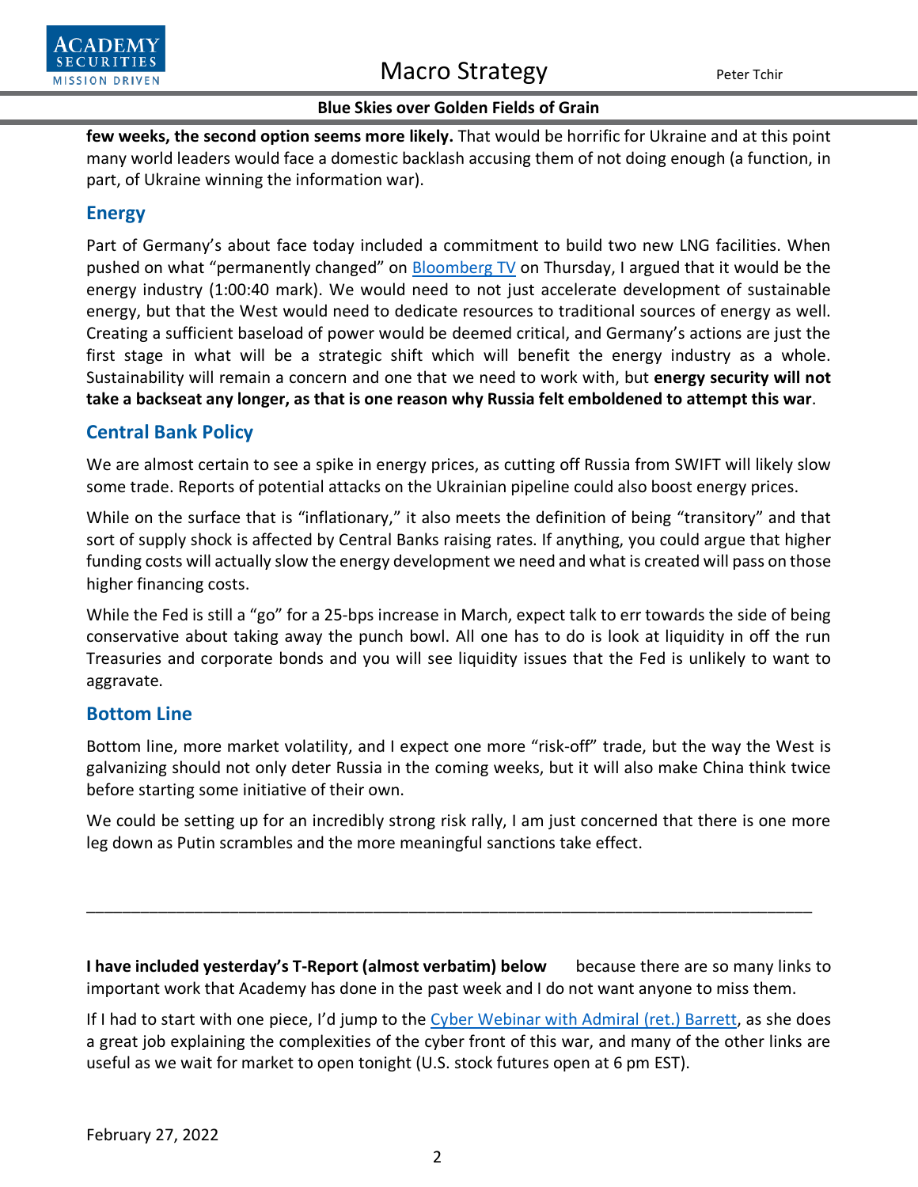**few weeks, the second option seems more likely.** That would be horrific for Ukraine and at this point many world leaders would face a domestic backlash accusing them of not doing enough (a function, in part, of Ukraine winning the information war).

## Energy

Part of Germany's about face today included a commitment to build two new LNG facilities. When pushed on what "permanently changed" on [Bloomberg TV]() on Thursday, I argued that it would be the energy industry (1:00:40 mark). We would need to not just accelerate development of sustainable energy, but that the West would need to dedicate resources to traditional sources of energy as well. Creating a sufficient baseload of power would be deemed critical, and Germany's actions are just the first stage in what will be a strategic shift which will benefit the energy industry as a whole. Sustainability will remain a concern and one that we need to work with, but **energy security will not take a backseat any longer, as that is one reason why Russia felt emboldened to attempt this war**.

## Central Bank Policy

We are almost certain to see a spike in energy prices, as cutting off Russia from SWIFT will likely slow some trade. Reports of potential attacks on the Ukrainian pipeline could also boost energy prices.

While on the surface that is "inflationary," it also meets the definition of being "transitory" and that sort of supply shock is affected by Central Banks raising rates. If anything, you could argue that higher funding costs will actually slow the energy development we need and what is created will pass on those higher financing costs.

While the Fed is still a "go" for a 25-bps increase in March, expect talk to err towards the side of being conservative about taking away the punch bowl. All one has to do is look at liquidity in off the run Treasuries and corporate bonds and you will see liquidity issues that the Fed is unlikely to want to aggravate.

## Bottom Line

Bottom line, more market volatility, and I expect one more "risk-off" trade, but the way the West is galvanizing should not only deter Russia in the coming weeks, but it will also make China think twice before starting some initiative of their own.

We could be setting up for an incredibly strong risk rally, I am just concerned that there is one more leg down as Putin scrambles and the more meaningful sanctions take effect.

---

**I have included yesterday's T-Report (almost verbatim) below** because there are so many links to important work that Academy has done in the past week and I do not want anyone to miss them.

If I had to start with one piece, I'd jump to the [Cyber Webinar with Admiral (ret.) Barrett](), as she does a great job explaining the complexities of the cyber front of this war, and many of the other links are useful as we wait for market to open tonight (U.S. stock futures open at 6 pm EST).

February 27, 2022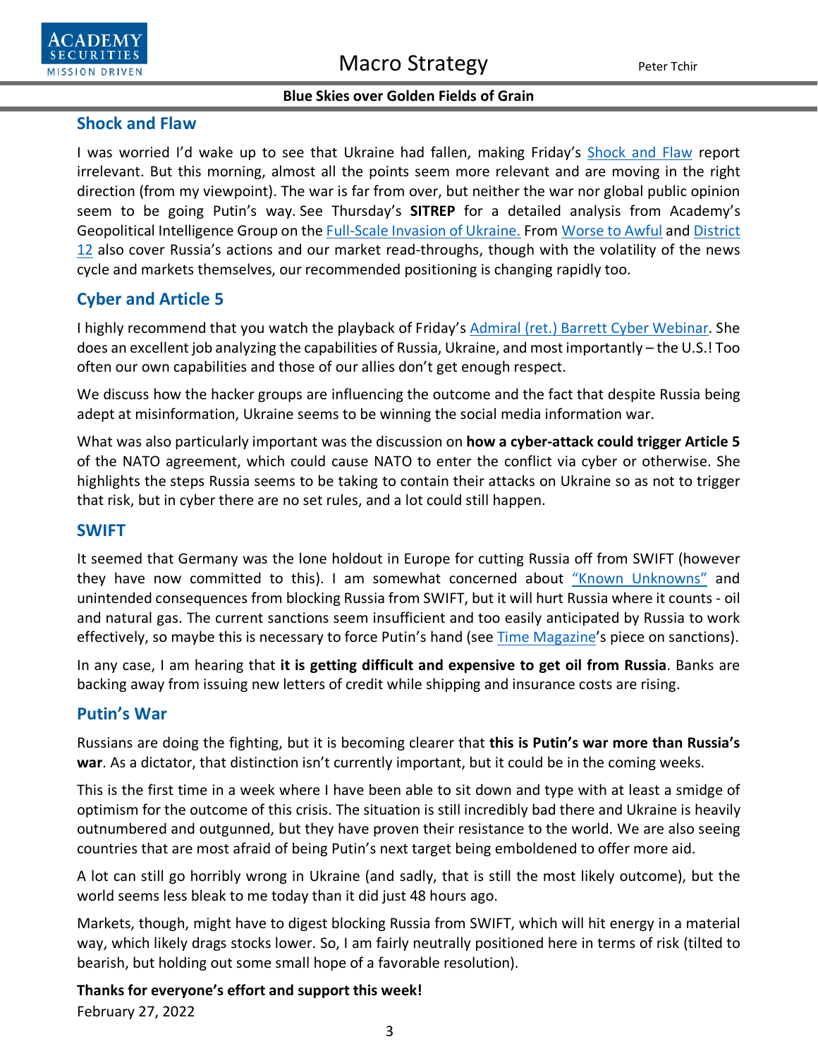## Shock and Flaw

I was worried I'd wake up to see that Ukraine had fallen, making Friday's Shock and Flaw report irrelevant. But this morning, almost all the points seem more relevant and are moving in the right direction (from my viewpoint). The war is far from over, but neither the war nor global public opinion seem to be going Putin's way. See Thursday's **SITREP** for a detailed analysis from Academy's Geopolitical Intelligence Group on the Full-Scale Invasion of Ukraine. From Worse to Awful and District 12 also cover Russia's actions and our market read-throughs, though with the volatility of the news cycle and markets themselves, our recommended positioning is changing rapidly too.

## Cyber and Article 5

I highly recommend that you watch the playback of Friday's Admiral (ret.) Barrett Cyber Webinar. She does an excellent job analyzing the capabilities of Russia, Ukraine, and most importantly – the U.S.! Too often our own capabilities and those of our allies don't get enough respect.

We discuss how the hacker groups are influencing the outcome and the fact that despite Russia being adept at misinformation, Ukraine seems to be winning the social media information war.

What was also particularly important was the discussion on **how a cyber-attack could trigger Article 5** of the NATO agreement, which could cause NATO to enter the conflict via cyber or otherwise. She highlights the steps Russia seems to be taking to contain their attacks on Ukraine so as not to trigger that risk, but in cyber there are no set rules, and a lot could still happen.

## SWIFT

It seemed that Germany was the lone holdout in Europe for cutting Russia off from SWIFT (however they have now committed to this). I am somewhat concerned about "Known Unknowns" and unintended consequences from blocking Russia from SWIFT, but it will hurt Russia where it counts - oil and natural gas. The current sanctions seem insufficient and too easily anticipated by Russia to work effectively, so maybe this is necessary to force Putin's hand (see Time Magazine's piece on sanctions).

In any case, I am hearing that **it is getting difficult and expensive to get oil from Russia**. Banks are backing away from issuing new letters of credit while shipping and insurance costs are rising.

## Putin's War

Russians are doing the fighting, but it is becoming clearer that **this is Putin's war more than Russia's war**. As a dictator, that distinction isn't currently important, but it could be in the coming weeks.

This is the first time in a week where I have been able to sit down and type with at least a smidge of optimism for the outcome of this crisis. The situation is still incredibly bad there and Ukraine is heavily outnumbered and outgunned, but they have proven their resistance to the world. We are also seeing countries that are most afraid of being Putin's next target being emboldened to offer more aid.

A lot can still go horribly wrong in Ukraine (and sadly, that is still the most likely outcome), but the world seems less bleak to me today than it did just 48 hours ago.

Markets, though, might have to digest blocking Russia from SWIFT, which will hit energy in a material way, which likely drags stocks lower. So, I am fairly neutrally positioned here in terms of risk (tilted to bearish, but holding out some small hope of a favorable resolution).

**Thanks for everyone's effort and support this week!**

February 27, 2022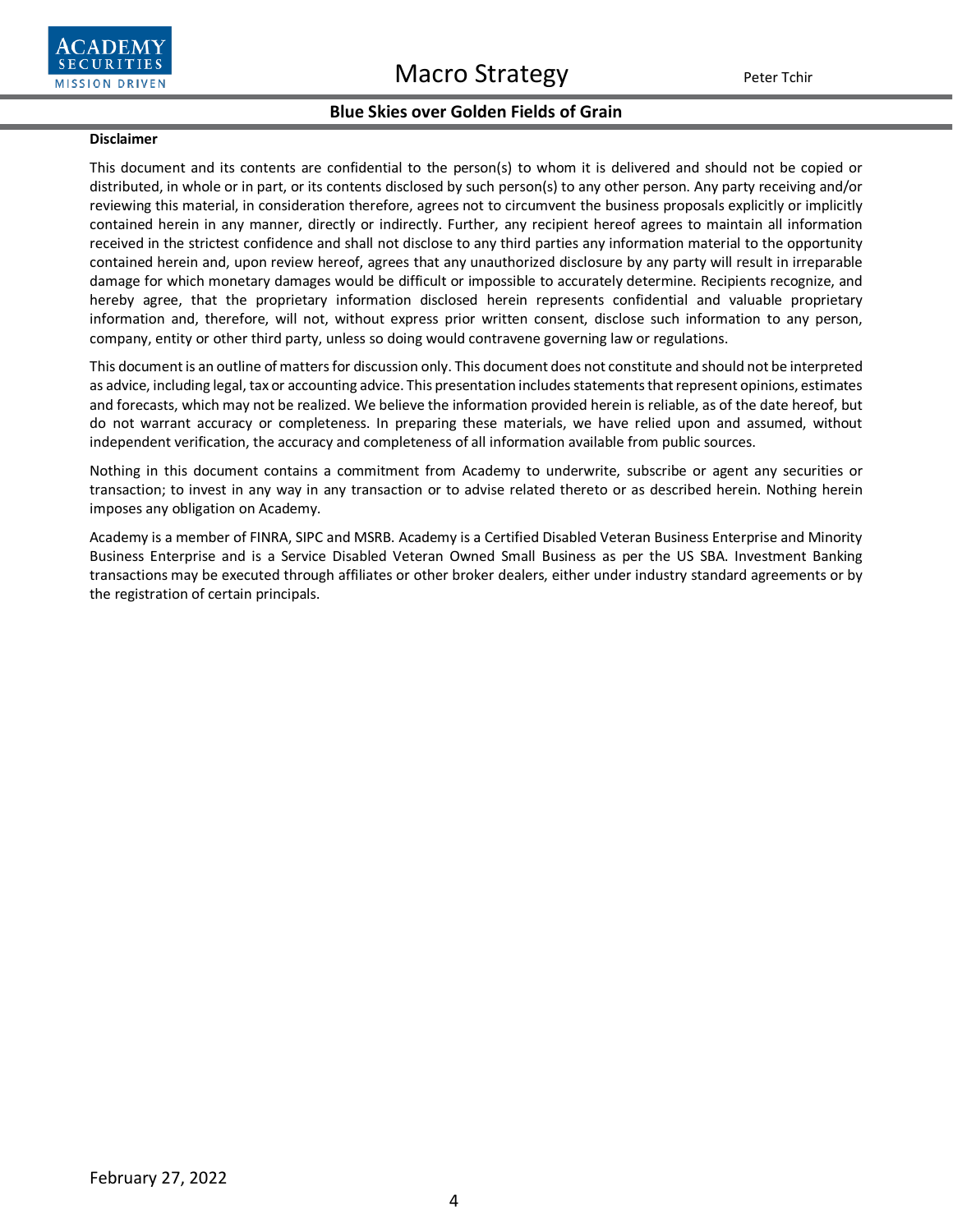**Disclaimer**

This document and its contents are confidential to the person(s) to whom it is delivered and should not be copied or distributed, in whole or in part, or its contents disclosed by such person(s) to any other person. Any party receiving and/or reviewing this material, in consideration therefore, agrees not to circumvent the business proposals explicitly or implicitly contained herein in any manner, directly or indirectly. Further, any recipient hereof agrees to maintain all information received in the strictest confidence and shall not disclose to any third parties any information material to the opportunity contained herein and, upon review hereof, agrees that any unauthorized disclosure by any party will result in irreparable damage for which monetary damages would be difficult or impossible to accurately determine. Recipients recognize, and hereby agree, that the proprietary information disclosed herein represents confidential and valuable proprietary information and, therefore, will not, without express prior written consent, disclose such information to any person, company, entity or other third party, unless so doing would contravene governing law or regulations.

This document is an outline of matters for discussion only. This document does not constitute and should not be interpreted as advice, including legal, tax or accounting advice. This presentation includes statements that represent opinions, estimates and forecasts, which may not be realized. We believe the information provided herein is reliable, as of the date hereof, but do not warrant accuracy or completeness. In preparing these materials, we have relied upon and assumed, without independent verification, the accuracy and completeness of all information available from public sources.

Nothing in this document contains a commitment from Academy to underwrite, subscribe or agent any securities or transaction; to invest in any way in any transaction or to advise related thereto or as described herein. Nothing herein imposes any obligation on Academy.

Academy is a member of FINRA, SIPC and MSRB. Academy is a Certified Disabled Veteran Business Enterprise and Minority Business Enterprise and is a Service Disabled Veteran Owned Small Business as per the US SBA. Investment Banking transactions may be executed through affiliates or other broker dealers, either under industry standard agreements or by the registration of certain principals.